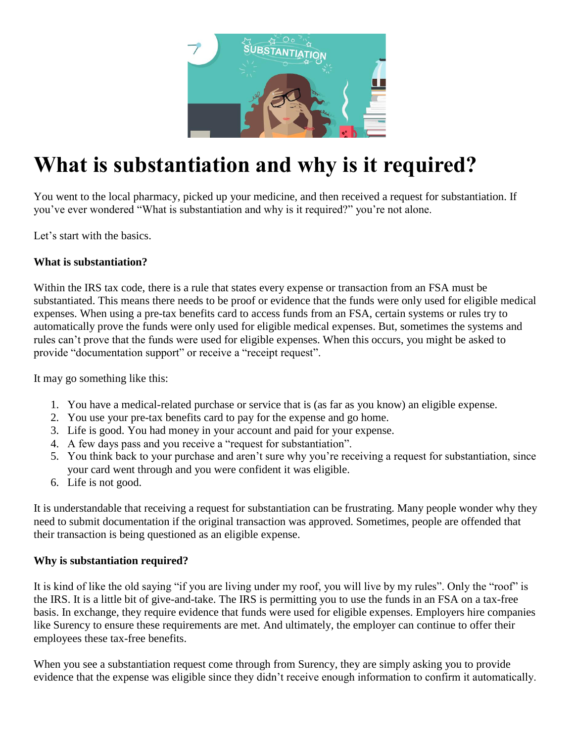# What is substantiation and why is it required?

You went to the local pharmacy, picked up your medicine, and then received a request for substantiation. If you've ever wondered "What is substantiation and why is it required?" you're not alone.

Let's start with the basics.

**What is substantiation?**

Within the IRS tax code, there is a rule that states every expense or transaction from an FSA must be substantiated. This means there needs to be proof or evidence that the funds were only used for eligible medical expenses. When using a pre-tax benefits card to access funds from an FSA, certain systems or rules try to automatically prove the funds were only used for eligible medical expenses. But, sometimes the systems and rules can't prove that the funds were used for eligible expenses. When this occurs, you might be asked to provide "documentation support" or receive a "receipt request".

It may go something like this:

1. You have a medical-related purchase or service that is (as far as you know) an eligible expense.
2. You use your pre-tax benefits card to pay for the expense and go home.
3. Life is good. You had money in your account and paid for your expense.
4. A few days pass and you receive a "request for substantiation".
5. You think back to your purchase and aren't sure why you're receiving a request for substantiation, since your card went through and you were confident it was eligible.
6. Life is not good.

It is understandable that receiving a request for substantiation can be frustrating. Many people wonder why they need to submit documentation if the original transaction was approved. Sometimes, people are offended that their transaction is being questioned as an eligible expense.

**Why is substantiation required?**

It is kind of like the old saying "if you are living under my roof, you will live by my rules". Only the "roof" is the IRS. It is a little bit of give-and-take. The IRS is permitting you to use the funds in an FSA on a tax-free basis. In exchange, they require evidence that funds were used for eligible expenses. Employers hire companies like Surency to ensure these requirements are met. And ultimately, the employer can continue to offer their employees these tax-free benefits.

When you see a substantiation request come through from Surency, they are simply asking you to provide evidence that the expense was eligible since they didn't receive enough information to confirm it automatically.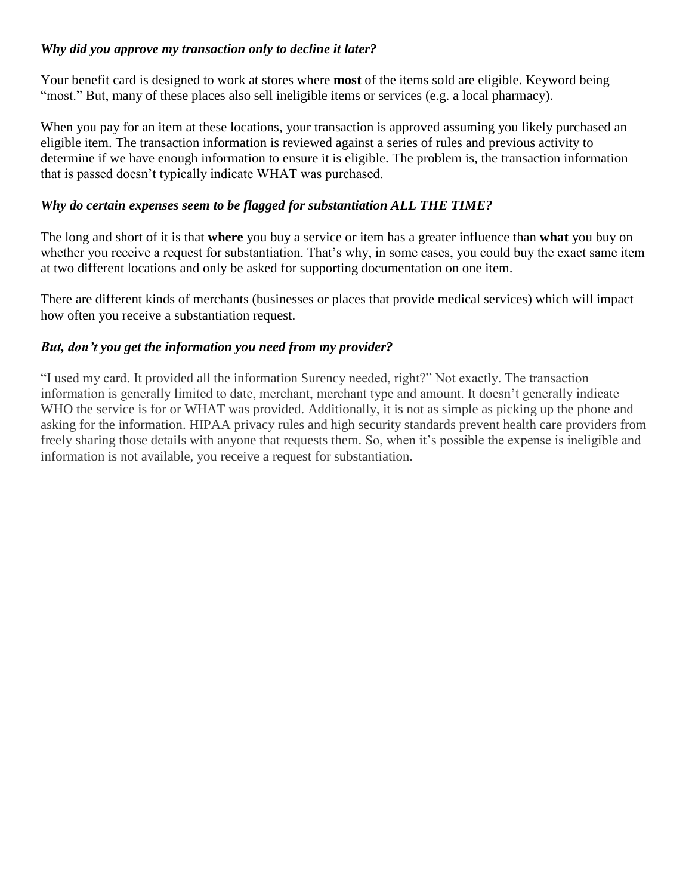### *Why did you approve my transaction only to decline it later?*

Your benefit card is designed to work at stores where **most** of the items sold are eligible. Keyword being "most." But, many of these places also sell ineligible items or services (e.g. a local pharmacy).

When you pay for an item at these locations, your transaction is approved assuming you likely purchased an eligible item. The transaction information is reviewed against a series of rules and previous activity to determine if we have enough information to ensure it is eligible. The problem is, the transaction information that is passed doesn't typically indicate WHAT was purchased.

### *Why do certain expenses seem to be flagged for substantiation ALL THE TIME?*

The long and short of it is that **where** you buy a service or item has a greater influence than **what** you buy on whether you receive a request for substantiation. That's why, in some cases, you could buy the exact same item at two different locations and only be asked for supporting documentation on one item.

There are different kinds of merchants (businesses or places that provide medical services) which will impact how often you receive a substantiation request.

### *But, don't you get the information you need from my provider?*

"I used my card. It provided all the information Surency needed, right?" Not exactly. The transaction information is generally limited to date, merchant, merchant type and amount. It doesn't generally indicate WHO the service is for or WHAT was provided. Additionally, it is not as simple as picking up the phone and asking for the information. HIPAA privacy rules and high security standards prevent health care providers from freely sharing those details with anyone that requests them. So, when it's possible the expense is ineligible and information is not available, you receive a request for substantiation.